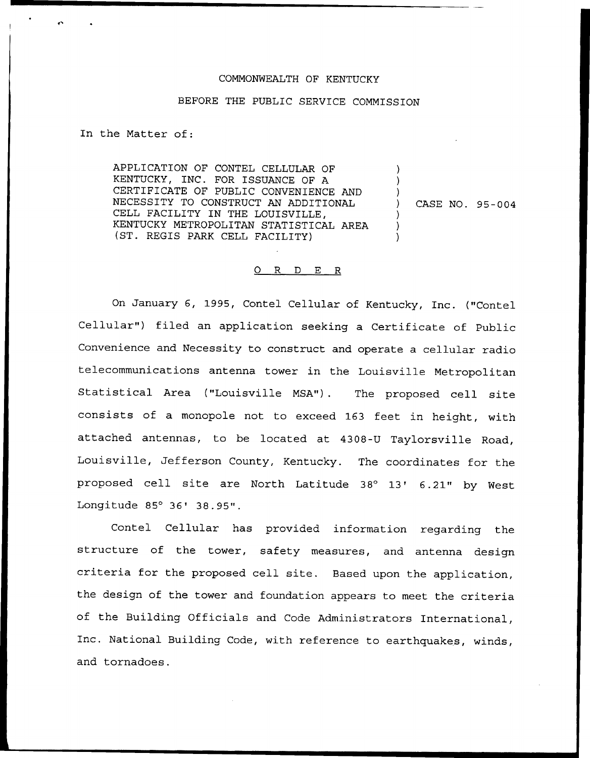COMMONWEALTH OF KENTUCKY

BEFORE THE PUBLIC SERVICE COMMISSION

In the Matter of:

APPLICATION OF CONTEL CELLULAR OF KENTUCKY, INC. FOR ISSUANCE OF A CERTIFICATE OF PUBLIC CONVENIENCE AND NECESSITY TO CONSTRUCT AN ADDITIONAL CELL FACILITY IN THE LOUISVILLE, KENTUCKY METROPOLITAN STATISTICAL AREA (ST. REGIS PARK CELL FACILITY) ) CASE NO. 95-004

# O R D E R

On January 6, 1995, Contel Cellular of Kentucky, Inc. ("Contel Cellular") filed an application seeking a Certificate of Public Convenience and Necessity to construct and operate a cellular radio telecommunications antenna tower in the Louisville Metropolitan Statistical Area ("Louisville MSA"). The proposed cell site consists of a monopole not to exceed 163 feet in height, with attached antennas, to be located at 4308-U Taylorsville Road, Louisville, Jefferson County, Kentucky. The coordinates for the proposed cell site are North Latitude 38° 13' 6.21" by West Longitude 85° 36' 38.95".

Contel Cellular has provided information regarding the structure of the tower, safety measures, and antenna design criteria for the proposed cell site. Based upon the application, the design of the tower and foundation appears to meet the criteria of the Building Officials and Code Administrators International, Inc. National Building Code, with reference to earthquakes, winds, and tornadoes.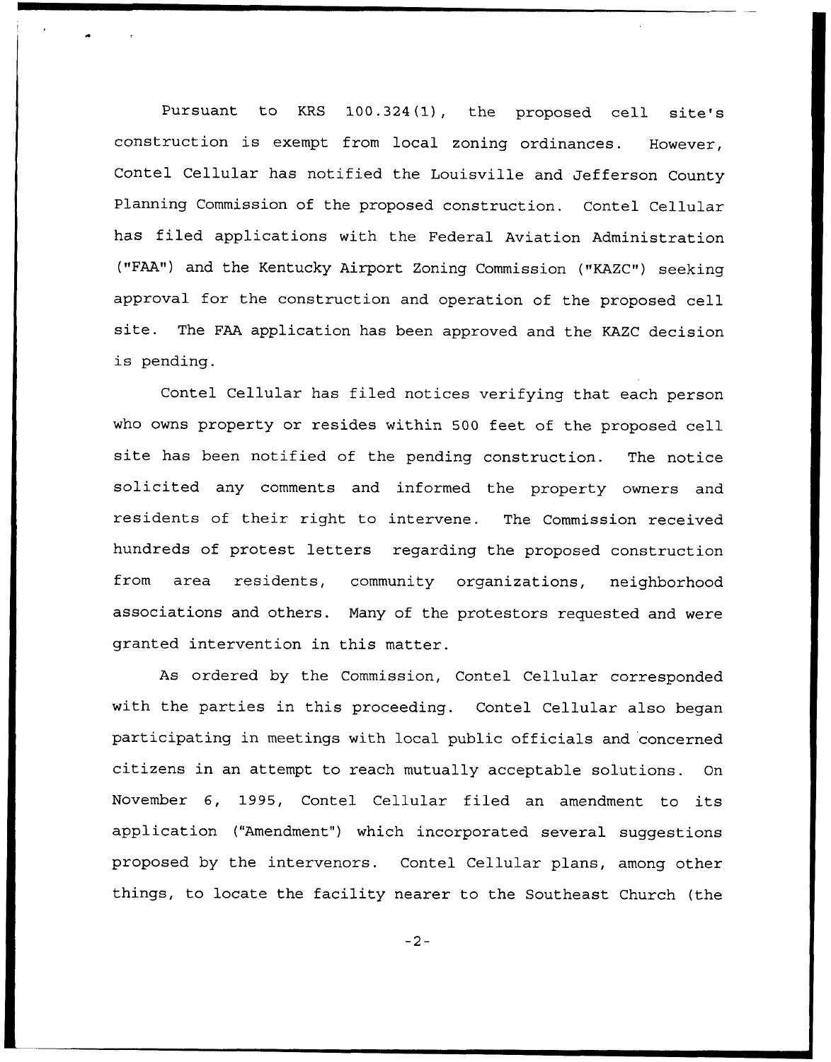Pursuant to KRS 100.324(1), the proposed cell site's construction is exempt from local zoning ordinances. However, Contel Cellular has notified the Louisville and Jefferson County Planning Commission of the proposed construction. Contel Cellular has filed applications with the Federal Aviation Administration ("FAA") and the Kentucky Airport Zoning Commission ("KAZC") seeking approval for the construction and operation of the proposed cell site. The FAA application has been approved and the KAZC decision is pending.

Contel Cellular has filed notices verifying that each person who owns property or resides within 500 feet of the proposed cell site has been notified of the pending construction. The notice solicited any comments and informed the property owners and residents of their right to intervene. The Commission received hundreds of protest letters regarding the proposed construction from area residents, community organizations, neighborhood associations and others. Many of the protestors requested and were granted intervention in this matter.

As ordered by the Commission, Contel Cellular corresponded with the parties in this proceeding. Contel Cellular also began participating in meetings with local public officials and concerned citizens in an attempt to reach mutually acceptable solutions. On November 6, 1995, Contel Cellular filed an amendment to its application ("Amendment") which incorporated several suggestions proposed by the intervenors. Contel Cellular plans, among other things, to locate the facility nearer to the Southeast Church (the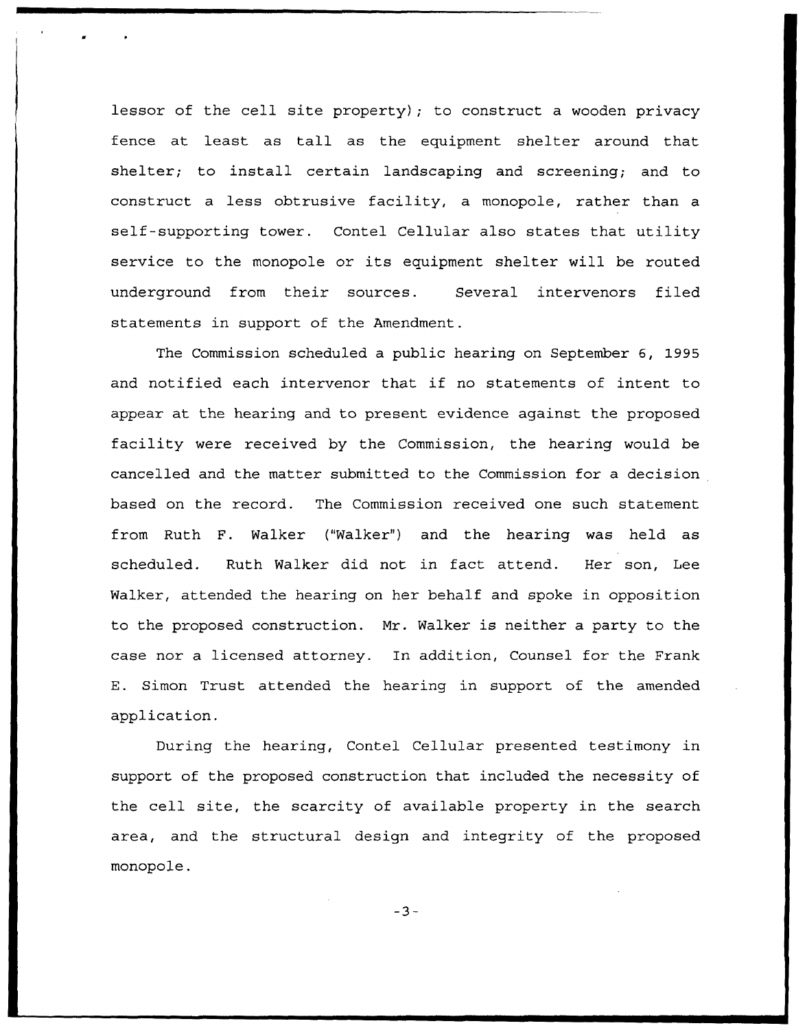lessor of the cell site property); to construct a wooden privacy fence at least as tall as the equipment shelter around that shelter; to install certain landscaping and screening; and to construct a less obtrusive facility, a monopole, rather than a self-supporting tower. Contel Cellular also states that utility service to the monopole or its equipment shelter will be routed underground from their sources. Several intervenors filed statements in support of the Amendment.

The Commission scheduled a public hearing on September 6, 1995 and notified each intervenor that if no statements of intent to appear at the hearing and to present evidence against the proposed facility were received by the Commission, the hearing would be cancelled and the matter submitted to the Commission for a decision based on the record. The Commission received one such statement from Ruth F. Walker ("Walker") and the hearing was held as scheduled. Ruth Walker did not in fact attend. Her son, Lee Walker, attended the hearing on her behalf and spoke in opposition to the proposed construction. Mr. Walker is neither a party to the case nor a licensed attorney. In addition, Counsel for the Frank E. Simon Trust attended the hearing in support of the amended application.

During the hearing, Contel Cellular presented testimony in support of the proposed construction that included the necessity of the cell site, the scarcity of available property in the search area, and the structural design and integrity of the proposed monopole.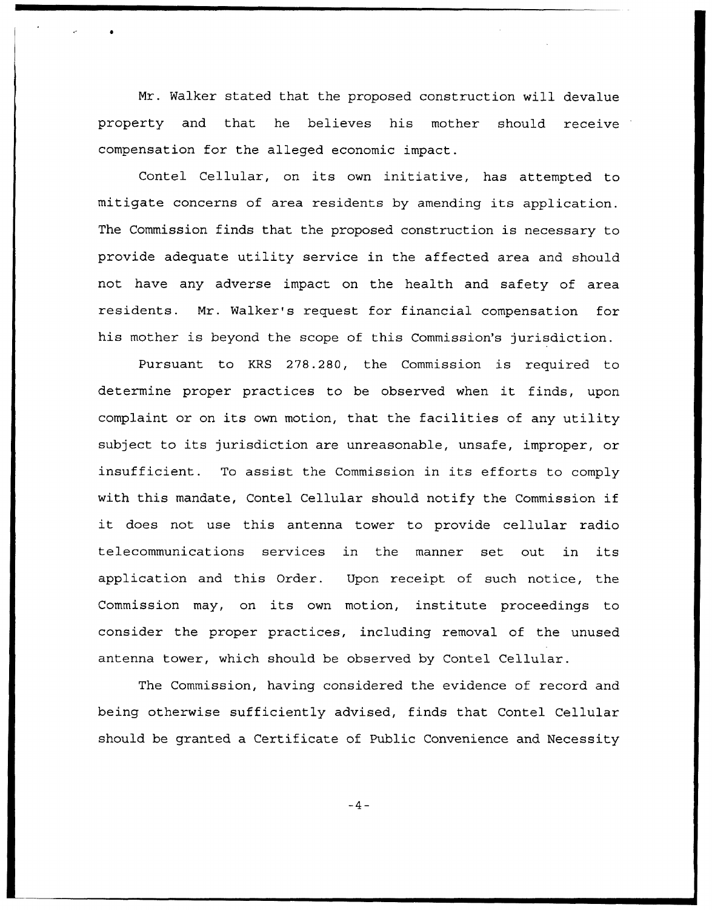Mr. Walker stated that the proposed construction will devalue property and that he believes his mother should receive compensation for the alleged economic impact.

Contel Cellular, on its own initiative, has attempted to mitigate concerns of area residents by amending its application. The Commission finds that the proposed construction is necessary to provide adequate utility service in the affected area and should not have any adverse impact on the health and safety of area residents. Mr. Walker's request for financial compensation for his mother is beyond the scope of this Commission's jurisdiction.

Pursuant to KRS 278.280, the Commission is required to determine proper practices to be observed when it finds, upon complaint or on its own motion, that the facilities of any utility subject to its jurisdiction are unreasonable, unsafe, improper, or insufficient. To assist the Commission in its efforts to comply with this mandate, Contel Cellular should notify the Commission if it does not use this antenna tower to provide cellular radio telecommunications services in the manner set out in its application and this Order. Upon receipt of such notice, the Commission may, on its own motion, institute proceedings to consider the proper practices, including removal of the unused antenna tower, which should be observed by Contel Cellular.

The Commission, having considered the evidence of record and being otherwise sufficiently advised, finds that Contel Cellular should be granted a Certificate of Public Convenience and Necessity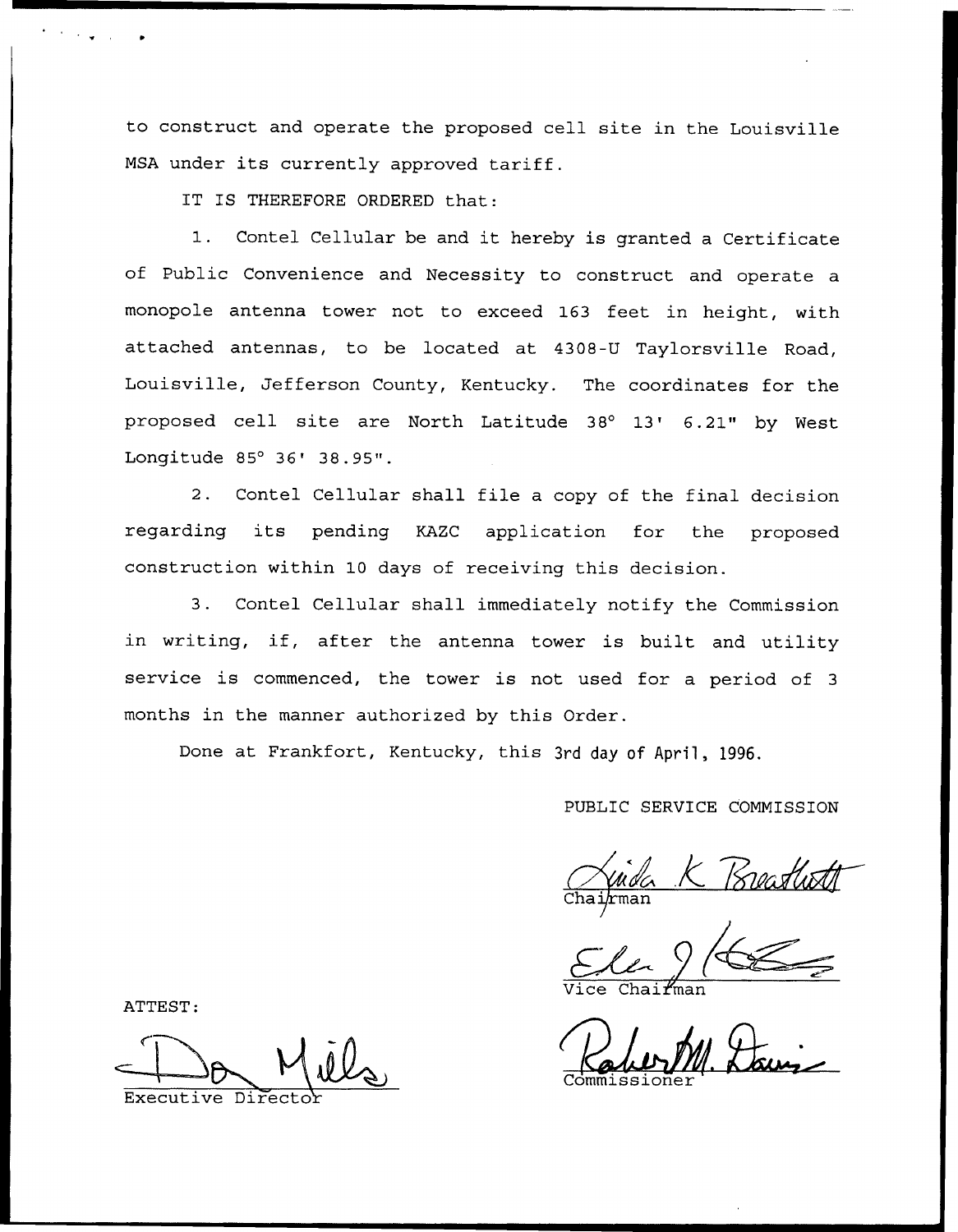to construct and operate the proposed cell site in the Louisville MSA under its currently approved tariff.

IT IS THEREFORE ORDERED that:

1. Contel Cellular be and it hereby is granted a Certificate of Public Convenience and Necessity to construct and operate a monopole antenna tower not to exceed 163 feet in height, with attached antennas, to be located at 4308-U Taylorsville Road, Louisville, Jefferson County, Kentucky. The coordinates for the proposed cell site are North Latitude 38° 13' 6.21" by West Longitude 85° 36' 38.95".

2. Contel Cellular shall file a copy of the final decision regarding its pending KAZC application for the proposed construction within 10 days of receiving this decision.

3. Contel Cellular shall immediately notify the Commission in writing, if, after the antenna tower is built and utility service is commenced, the tower is not used for a period of 3 months in the manner authorized by this Order.

Done at Frankfort, Kentucky, this 3rd day of April, 1996.

PUBLIC SERVICE COMMISSION

Linda K Breathitt
Chairman

Vice Chairman

Robert M. Davis
Commissioner

ATTEST:

Don Mills
Executive Director